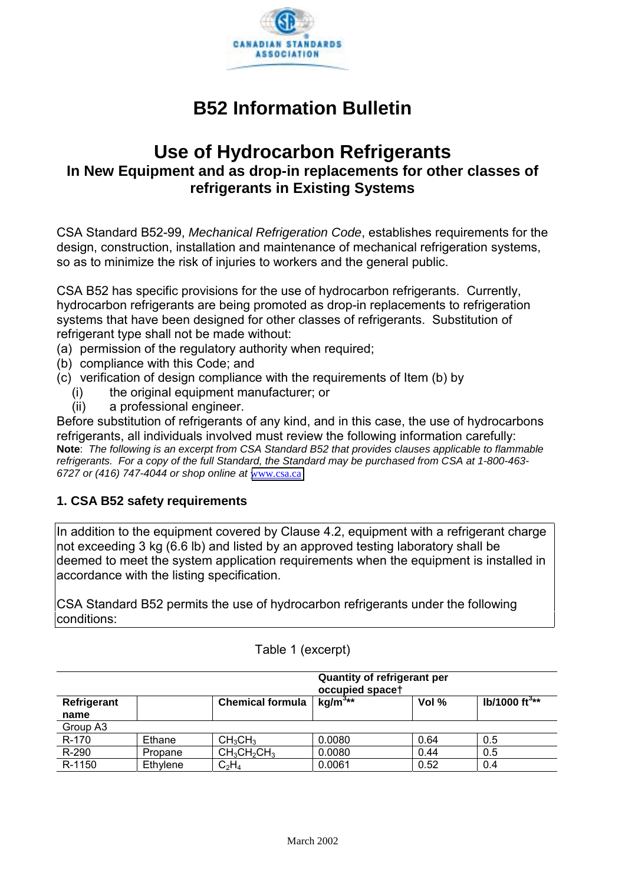# B52 Information Bulletin

## Use of Hydrocarbon Refrigerants

### In New Equipment and as drop-in replacements for other classes of refrigerants in Existing Systems

CSA Standard B52-99, *Mechanical Refrigeration Code*, establishes requirements for the design, construction, installation and maintenance of mechanical refrigeration systems, so as to minimize the risk of injuries to workers and the general public.

CSA B52 has specific provisions for the use of hydrocarbon refrigerants. Currently, hydrocarbon refrigerants are being promoted as drop-in replacements to refrigeration systems that have been designed for other classes of refrigerants. Substitution of refrigerant type shall not be made without:

(a) permission of the regulatory authority when required;
(b) compliance with this Code; and
(c) verification of design compliance with the requirements of Item (b) by
  (i) the original equipment manufacturer; or
  (ii) a professional engineer.

Before substitution of refrigerants of any kind, and in this case, the use of hydrocarbons refrigerants, all individuals involved must review the following information carefully:

**Note**: *The following is an excerpt from CSA Standard B52 that provides clauses applicable to flammable refrigerants. For a copy of the full Standard, the Standard may be purchased from CSA at 1-800-463-6727 or (416) 747-4044 or shop online at* www.csa.ca

### 1. CSA B52 safety requirements

In addition to the equipment covered by Clause 4.2, equipment with a refrigerant charge not exceeding 3 kg (6.6 lb) and listed by an approved testing laboratory shall be deemed to meet the system application requirements when the equipment is installed in accordance with the listing specification.

CSA Standard B52 permits the use of hydrocarbon refrigerants under the following conditions:

Table 1 (excerpt)

| | | | Quantity of refrigerant per occupied space† | | |
|---|---|---|---|---|---|
| **Refrigerant name** | | **Chemical formula** | **$kg/m^3$\*\*** | **Vol %** | **$lb/1000\ ft^3$\*\*** |
| Group A3 | | | | | |
| R-170 | Ethane | $CH_3CH_3$ | 0.0080 | 0.64 | 0.5 |
| R-290 | Propane | $CH_3CH_2CH_3$ | 0.0080 | 0.44 | 0.5 |
| R-1150 | Ethylene | $C_2H_4$ | 0.0061 | 0.52 | 0.4 |

March 2002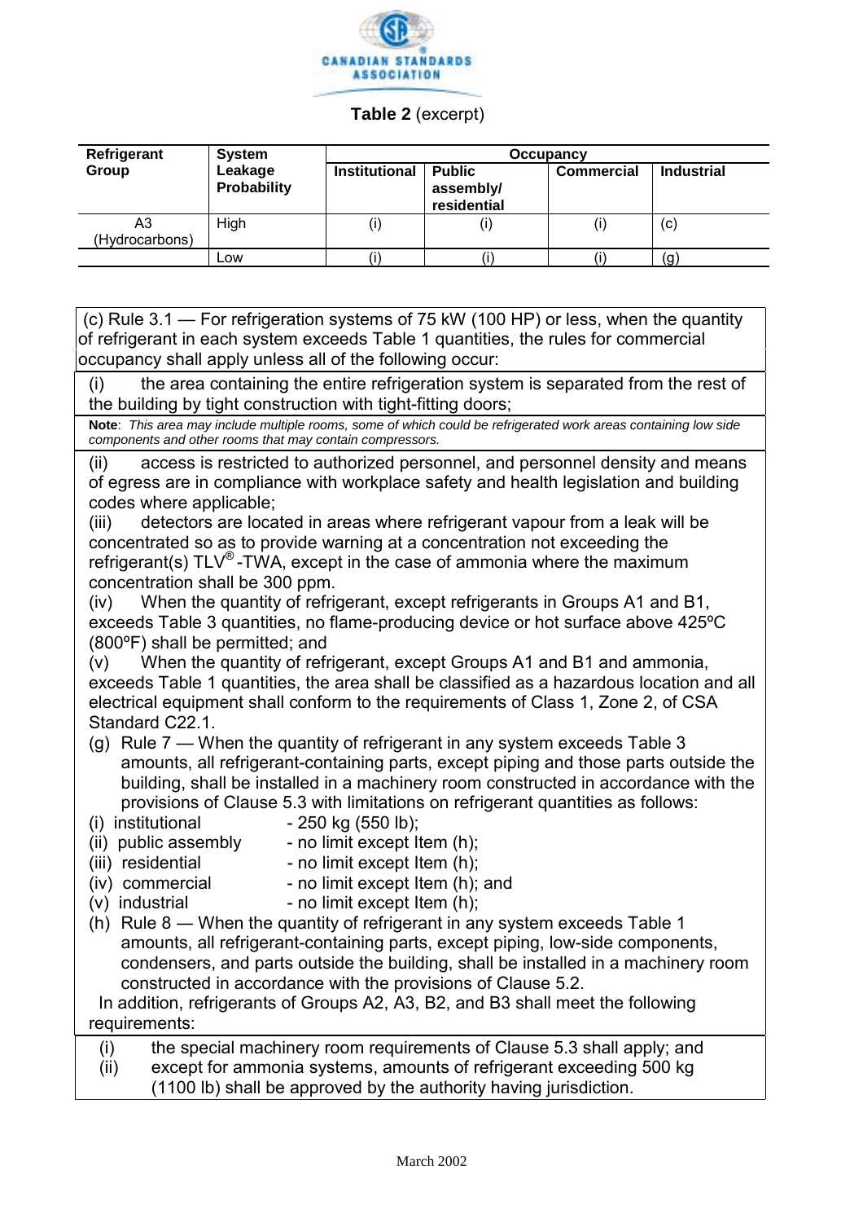**Table 2** (excerpt)

| Refrigerant Group | System Leakage Probability | Occupancy | | | |
|---|---|---|---|---|---|
| | | Institutional | Public assembly/ residential | Commercial | Industrial |
| A3 (Hydrocarbons) | High | (i) | (i) | (i) | (c) |
| | Low | (i) | (i) | (i) | (g) |

(c) Rule 3.1 — For refrigeration systems of 75 kW (100 HP) or less, when the quantity of refrigerant in each system exceeds Table 1 quantities, the rules for commercial occupancy shall apply unless all of the following occur:

(i) the area containing the entire refrigeration system is separated from the rest of the building by tight construction with tight-fitting doors;

**Note**: *This area may include multiple rooms, some of which could be refrigerated work areas containing low side components and other rooms that may contain compressors.*

(ii) access is restricted to authorized personnel, and personnel density and means of egress are in compliance with workplace safety and health legislation and building codes where applicable;

(iii) detectors are located in areas where refrigerant vapour from a leak will be concentrated so as to provide warning at a concentration not exceeding the refrigerant(s) TLV®-TWA, except in the case of ammonia where the maximum concentration shall be 300 ppm.

(iv) When the quantity of refrigerant, except refrigerants in Groups A1 and B1, exceeds Table 3 quantities, no flame-producing device or hot surface above 425ºC (800ºF) shall be permitted; and

(v) When the quantity of refrigerant, except Groups A1 and B1 and ammonia, exceeds Table 1 quantities, the area shall be classified as a hazardous location and all electrical equipment shall conform to the requirements of Class 1, Zone 2, of CSA Standard C22.1.

(g) Rule 7 — When the quantity of refrigerant in any system exceeds Table 3 amounts, all refrigerant-containing parts, except piping and those parts outside the building, shall be installed in a machinery room constructed in accordance with the provisions of Clause 5.3 with limitations on refrigerant quantities as follows:

- (i) institutional - 250 kg (550 lb);
- (ii) public assembly - no limit except Item (h);
- (iii) residential - no limit except Item (h);
- (iv) commercial - no limit except Item (h); and
- (v) industrial - no limit except Item (h);

(h) Rule 8 — When the quantity of refrigerant in any system exceeds Table 1 amounts, all refrigerant-containing parts, except piping, low-side components, condensers, and parts outside the building, shall be installed in a machinery room constructed in accordance with the provisions of Clause 5.2.

In addition, refrigerants of Groups A2, A3, B2, and B3 shall meet the following requirements:

(i) the special machinery room requirements of Clause 5.3 shall apply; and

(ii) except for ammonia systems, amounts of refrigerant exceeding 500 kg (1100 lb) shall be approved by the authority having jurisdiction.

March 2002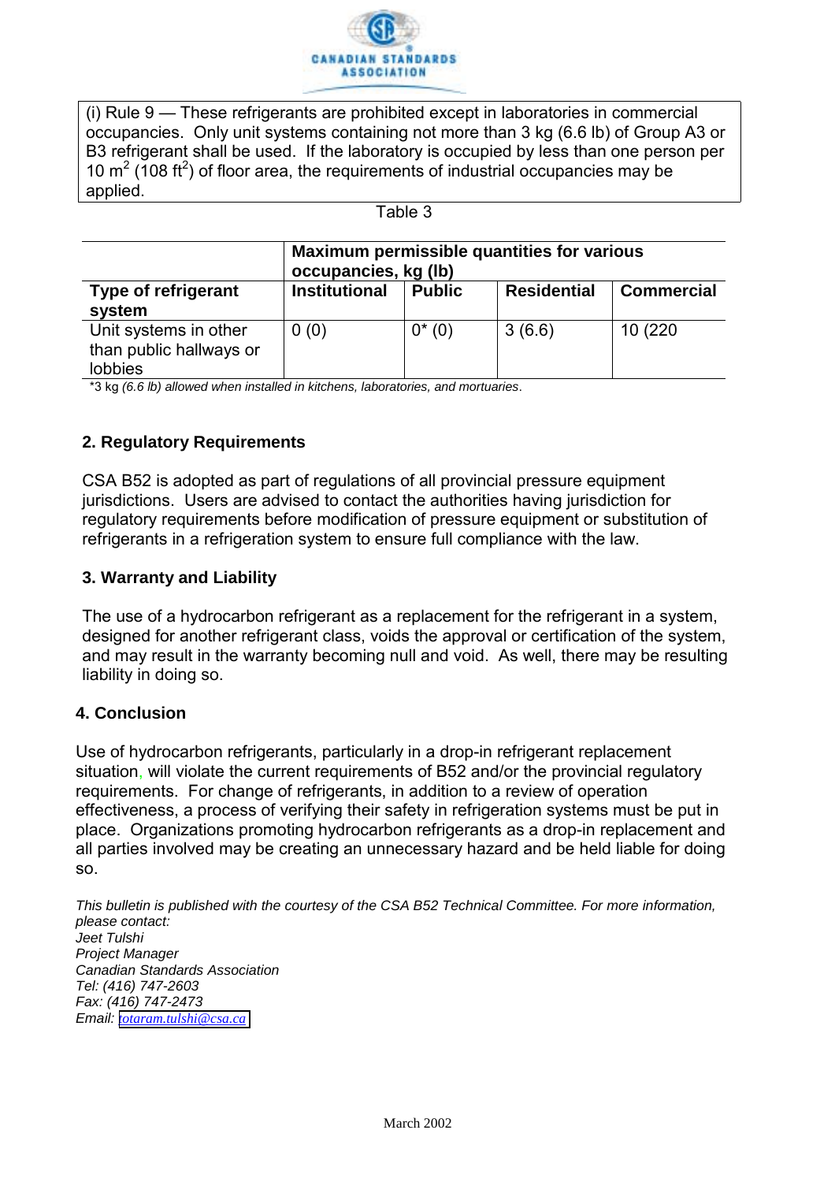(i) Rule 9 — These refrigerants are prohibited except in laboratories in commercial occupancies. Only unit systems containing not more than 3 kg (6.6 lb) of Group A3 or B3 refrigerant shall be used. If the laboratory is occupied by less than one person per 10 $m^2$ (108 $ft^2$) of floor area, the requirements of industrial occupancies may be applied.

Table 3

| | Maximum permissible quantities for various occupancies, kg (lb) | | | |
|---|---|---|---|---|
| **Type of refrigerant system** | **Institutional** | **Public** | **Residential** | **Commercial** |
| Unit systems in other than public hallways or lobbies | 0 (0) | 0* (0) | 3 (6.6) | 10 (220 |

*3 kg *(6.6 lb) allowed when installed in kitchens, laboratories, and mortuaries*.

## 2. Regulatory Requirements

CSA B52 is adopted as part of regulations of all provincial pressure equipment jurisdictions. Users are advised to contact the authorities having jurisdiction for regulatory requirements before modification of pressure equipment or substitution of refrigerants in a refrigeration system to ensure full compliance with the law.

## 3. Warranty and Liability

The use of a hydrocarbon refrigerant as a replacement for the refrigerant in a system, designed for another refrigerant class, voids the approval or certification of the system, and may result in the warranty becoming null and void. As well, there may be resulting liability in doing so.

## 4. Conclusion

Use of hydrocarbon refrigerants, particularly in a drop-in refrigerant replacement situation, will violate the current requirements of B52 and/or the provincial regulatory requirements. For change of refrigerants, in addition to a review of operation effectiveness, a process of verifying their safety in refrigeration systems must be put in place. Organizations promoting hydrocarbon refrigerants as a drop-in replacement and all parties involved may be creating an unnecessary hazard and be held liable for doing so.

*This bulletin is published with the courtesy of the CSA B52 Technical Committee. For more information, please contact:*
*Jeet Tulshi*
*Project Manager*
*Canadian Standards Association*
*Tel: (416) 747-2603*
*Fax: (416) 747-2473*
*Email: totaram.tulshi@csa.ca*

March 2002